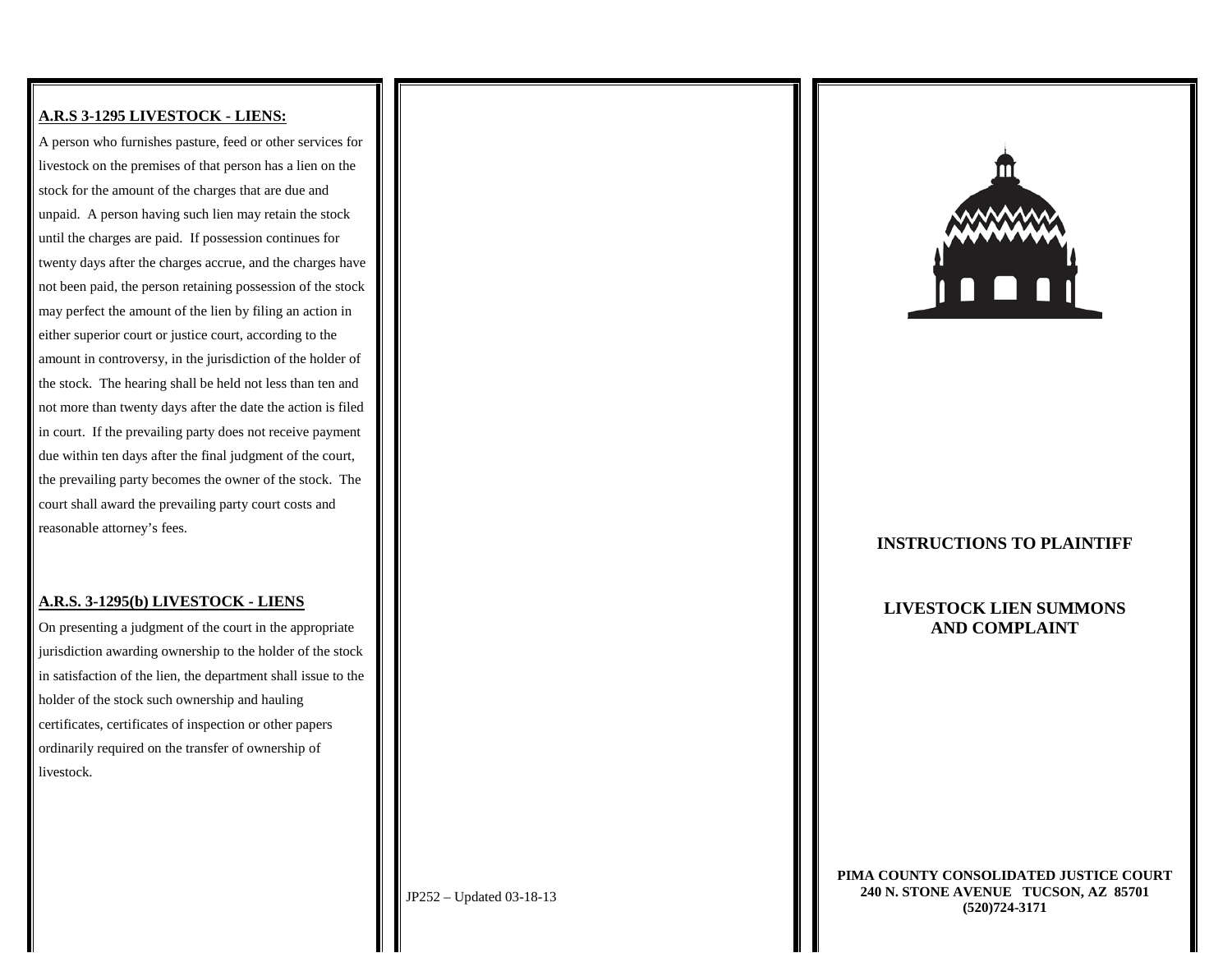**A.R.S 3-1295 LIVESTOCK - LIENS:**

A person who furnishes pasture, feed or other services for livestock on the premises of that person has a lien on the stock for the amount of the charges that are due and unpaid. A person having such lien may retain the stock until the charges are paid. If possession continues for twenty days after the charges accrue, and the charges have not been paid, the person retaining possession of the stock may perfect the amount of the lien by filing an action in either superior court or justice court, according to the amount in controversy, in the jurisdiction of the holder of the stock. The hearing shall be held not less than ten and not more than twenty days after the date the action is filed in court. If the prevailing party does not receive payment due within ten days after the final judgment of the court, the prevailing party becomes the owner of the stock. The court shall award the prevailing party court costs and reasonable attorney's fees.

**A.R.S. 3-1295(b) LIVESTOCK - LIENS**

On presenting a judgment of the court in the appropriate jurisdiction awarding ownership to the holder of the stock in satisfaction of the lien, the department shall issue to the holder of the stock such ownership and hauling certificates, certificates of inspection or other papers ordinarily required on the transfer of ownership of livestock.

JP252 – Updated 03-18-13

**INSTRUCTIONS TO PLAINTIFF**

**LIVESTOCK LIEN SUMMONS AND COMPLAINT**

**PIMA COUNTY CONSOLIDATED JUSTICE COURT**
**240 N. STONE AVENUE TUCSON, AZ 85701**
**(520)724-3171**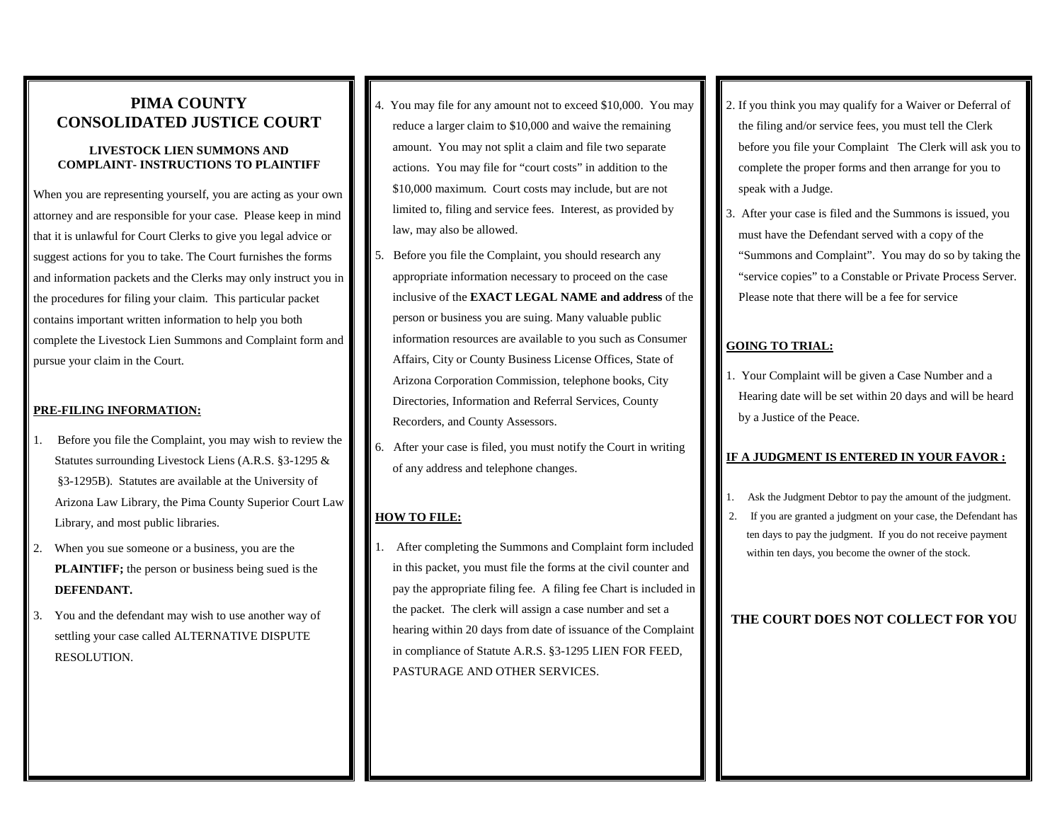# PIMA COUNTY CONSOLIDATED JUSTICE COURT

### LIVESTOCK LIEN SUMMONS AND COMPLAINT- INSTRUCTIONS TO PLAINTIFF

When you are representing yourself, you are acting as your own attorney and are responsible for your case. Please keep in mind that it is unlawful for Court Clerks to give you legal advice or suggest actions for you to take. The Court furnishes the forms and information packets and the Clerks may only instruct you in the procedures for filing your claim. This particular packet contains important written information to help you both complete the Livestock Lien Summons and Complaint form and pursue your claim in the Court.

## PRE-FILING INFORMATION:

1. Before you file the Complaint, you may wish to review the Statutes surrounding Livestock Liens (A.R.S. §3-1295 & §3-1295B). Statutes are available at the University of Arizona Law Library, the Pima County Superior Court Law Library, and most public libraries.
2. When you sue someone or a business, you are the **PLAINTIFF;** the person or business being sued is the **DEFENDANT.**
3. You and the defendant may wish to use another way of settling your case called ALTERNATIVE DISPUTE RESOLUTION.
4. You may file for any amount not to exceed $10,000. You may reduce a larger claim to $10,000 and waive the remaining amount. You may not split a claim and file two separate actions. You may file for "court costs" in addition to the $10,000 maximum. Court costs may include, but are not limited to, filing and service fees. Interest, as provided by law, may also be allowed.
5. Before you file the Complaint, you should research any appropriate information necessary to proceed on the case inclusive of the **EXACT LEGAL NAME and address** of the person or business you are suing. Many valuable public information resources are available to you such as Consumer Affairs, City or County Business License Offices, State of Arizona Corporation Commission, telephone books, City Directories, Information and Referral Services, County Recorders, and County Assessors.
6. After your case is filed, you must notify the Court in writing of any address and telephone changes.

## HOW TO FILE:

1. After completing the Summons and Complaint form included in this packet, you must file the forms at the civil counter and pay the appropriate filing fee. A filing fee Chart is included in the packet. The clerk will assign a case number and set a hearing within 20 days from date of issuance of the Complaint in compliance of Statute A.R.S. §3-1295 LIEN FOR FEED, PASTURAGE AND OTHER SERVICES.
2. If you think you may qualify for a Waiver or Deferral of the filing and/or service fees, you must tell the Clerk before you file your Complaint The Clerk will ask you to complete the proper forms and then arrange for you to speak with a Judge.
3. After your case is filed and the Summons is issued, you must have the Defendant served with a copy of the "Summons and Complaint". You may do so by taking the "service copies" to a Constable or Private Process Server. Please note that there will be a fee for service

## GOING TO TRIAL:

1. Your Complaint will be given a Case Number and a Hearing date will be set within 20 days and will be heard by a Justice of the Peace.

## IF A JUDGMENT IS ENTERED IN YOUR FAVOR :

1. Ask the Judgment Debtor to pay the amount of the judgment.
2. If you are granted a judgment on your case, the Defendant has ten days to pay the judgment. If you do not receive payment within ten days, you become the owner of the stock.

**THE COURT DOES NOT COLLECT FOR YOU**